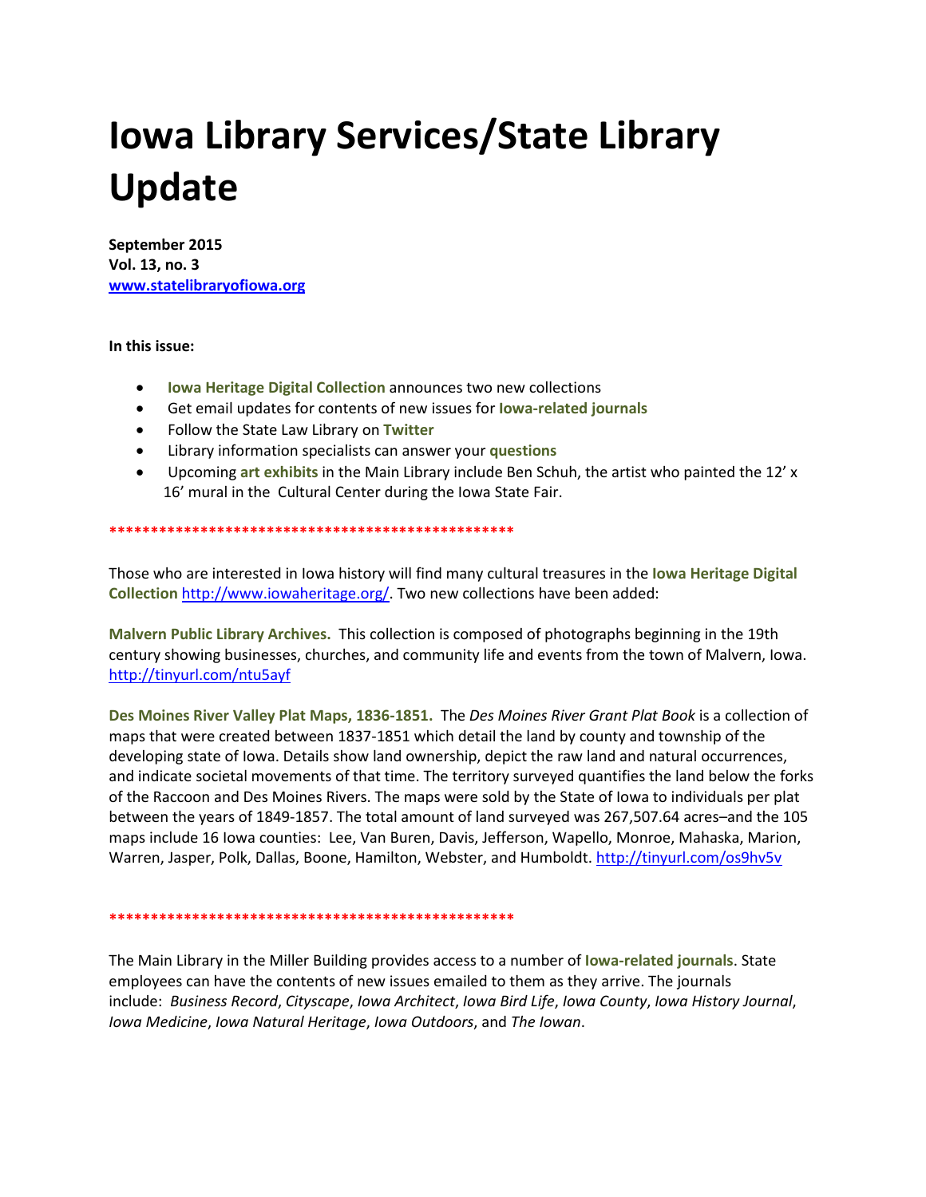# Iowa Library Services/State Library Update

**September 2015**
**Vol. 13, no. 3**
**[www.statelibraryofiowa.org](http://www.statelibraryofiowa.org)**

**In this issue:**

- **Iowa Heritage Digital Collection** announces two new collections
- Get email updates for contents of new issues for **Iowa-related journals**
- Follow the State Law Library on **Twitter**
- Library information specialists can answer your **questions**
- Upcoming **art exhibits** in the Main Library include Ben Schuh, the artist who painted the 12' x 16' mural in the Cultural Center during the Iowa State Fair.

**************************************************

Those who are interested in Iowa history will find many cultural treasures in the **Iowa Heritage Digital Collection** http://www.iowaheritage.org/. Two new collections have been added:

**Malvern Public Library Archives.** This collection is composed of photographs beginning in the 19th century showing businesses, churches, and community life and events from the town of Malvern, Iowa. http://tinyurl.com/ntu5ayf

**Des Moines River Valley Plat Maps, 1836-1851.** The *Des Moines River Grant Plat Book* is a collection of maps that were created between 1837-1851 which detail the land by county and township of the developing state of Iowa. Details show land ownership, depict the raw land and natural occurrences, and indicate societal movements of that time. The territory surveyed quantifies the land below the forks of the Raccoon and Des Moines Rivers. The maps were sold by the State of Iowa to individuals per plat between the years of 1849-1857. The total amount of land surveyed was 267,507.64 acres–and the 105 maps include 16 Iowa counties: Lee, Van Buren, Davis, Jefferson, Wapello, Monroe, Mahaska, Marion, Warren, Jasper, Polk, Dallas, Boone, Hamilton, Webster, and Humboldt. http://tinyurl.com/os9hv5v

**************************************************

The Main Library in the Miller Building provides access to a number of **Iowa-related journals**. State employees can have the contents of new issues emailed to them as they arrive. The journals include: *Business Record*, *Cityscape*, *Iowa Architect*, *Iowa Bird Life*, *Iowa County*, *Iowa History Journal*, *Iowa Medicine*, *Iowa Natural Heritage*, *Iowa Outdoors*, and *The Iowan*.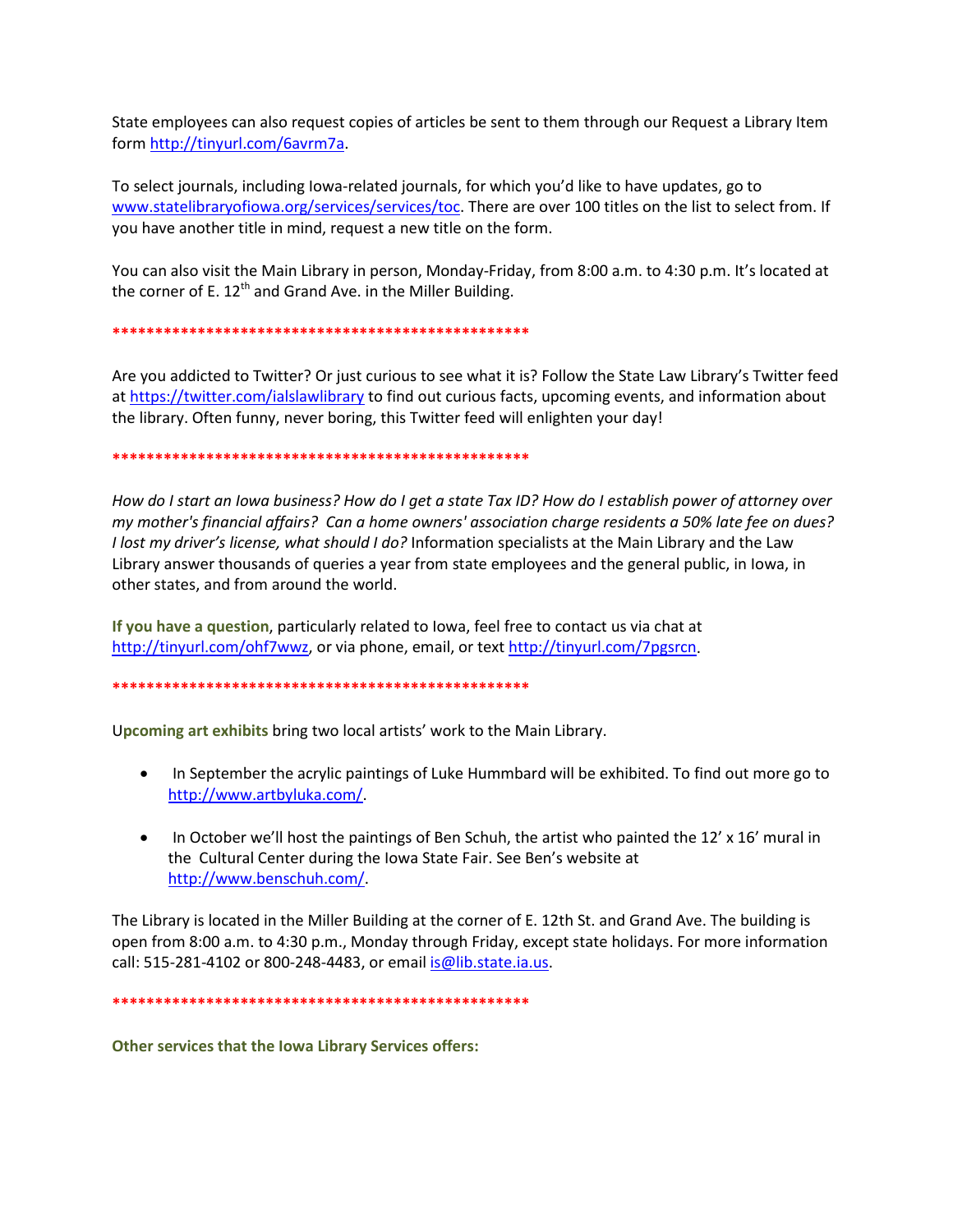State employees can also request copies of articles be sent to them through our Request a Library Item form http://tinyurl.com/6avrm7a.

To select journals, including Iowa-related journals, for which you'd like to have updates, go to www.statelibraryofiowa.org/services/services/toc. There are over 100 titles on the list to select from. If you have another title in mind, request a new title on the form.

You can also visit the Main Library in person, Monday-Friday, from 8:00 a.m. to 4:30 p.m. It's located at the corner of E. 12th and Grand Ave. in the Miller Building.

**************************************************

Are you addicted to Twitter? Or just curious to see what it is? Follow the State Law Library's Twitter feed at https://twitter.com/ialslawlibrary to find out curious facts, upcoming events, and information about the library. Often funny, never boring, this Twitter feed will enlighten your day!

**************************************************

*How do I start an Iowa business? How do I get a state Tax ID? How do I establish power of attorney over my mother's financial affairs? Can a home owners' association charge residents a 50% late fee on dues? I lost my driver's license, what should I do?* Information specialists at the Main Library and the Law Library answer thousands of queries a year from state employees and the general public, in Iowa, in other states, and from around the world.

**If you have a question**, particularly related to Iowa, feel free to contact us via chat at http://tinyurl.com/ohf7wwz, or via phone, email, or text http://tinyurl.com/7pgsrcn.

**************************************************

U**pcoming art exhibits** bring two local artists' work to the Main Library.

- In September the acrylic paintings of Luke Hummbard will be exhibited. To find out more go to http://www.artbyluka.com/.

- In October we'll host the paintings of Ben Schuh, the artist who painted the 12' x 16' mural in the Cultural Center during the Iowa State Fair. See Ben's website at http://www.benschuh.com/.

The Library is located in the Miller Building at the corner of E. 12th St. and Grand Ave. The building is open from 8:00 a.m. to 4:30 p.m., Monday through Friday, except state holidays. For more information call: 515-281-4102 or 800-248-4483, or email is@lib.state.ia.us.

**************************************************

**Other services that the Iowa Library Services offers:**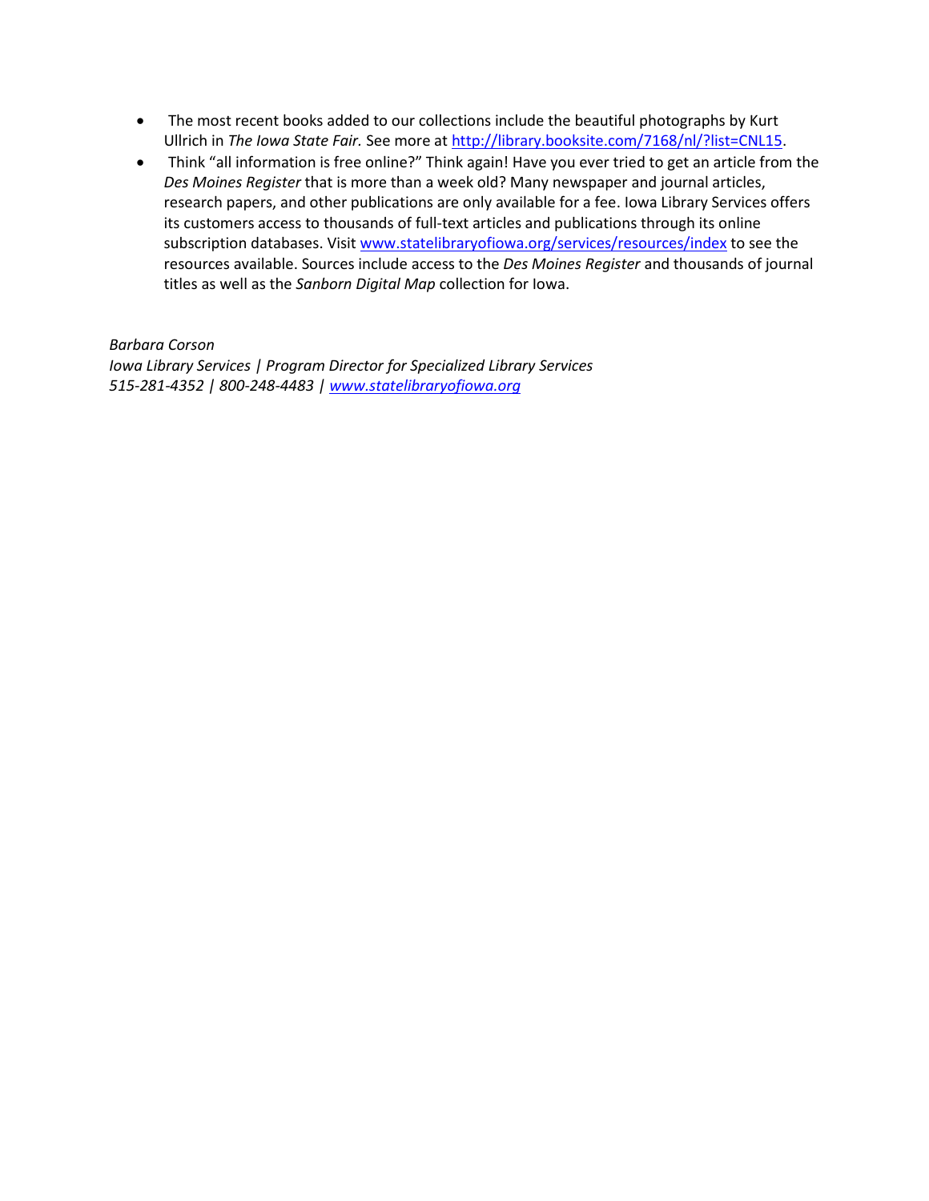- The most recent books added to our collections include the beautiful photographs by Kurt Ullrich in *The Iowa State Fair.* See more at http://library.booksite.com/7168/nl/?list=CNL15.
- Think "all information is free online?" Think again! Have you ever tried to get an article from the *Des Moines Register* that is more than a week old? Many newspaper and journal articles, research papers, and other publications are only available for a fee. Iowa Library Services offers its customers access to thousands of full-text articles and publications through its online subscription databases. Visit www.statelibraryofiowa.org/services/resources/index to see the resources available. Sources include access to the *Des Moines Register* and thousands of journal titles as well as the *Sanborn Digital Map* collection for Iowa.

*Barbara Corson*
*Iowa Library Services | Program Director for Specialized Library Services*
*515-281-4352 | 800-248-4483 | www.statelibraryofiowa.org*